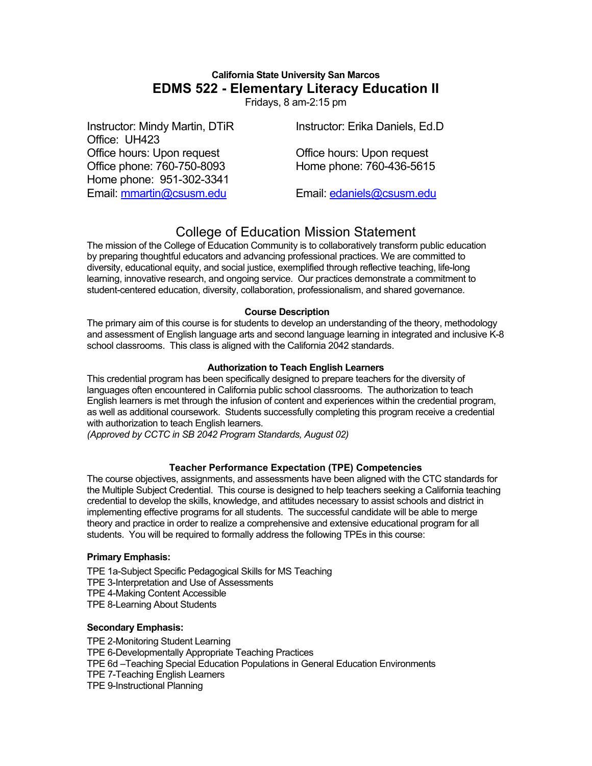**California State University San Marcos**

# EDMS 522 - Elementary Literacy Education II

Fridays, 8 am-2:15 pm

Instructor: Mindy Martin, DTiR
Office: UH423
Office hours: Upon request
Office phone: 760-750-8093
Home phone: 951-302-3341
Email: mmartin@csusm.edu

Instructor: Erika Daniels, Ed.D
Office hours: Upon request
Home phone: 760-436-5615
Email: edaniels@csusm.edu

## College of Education Mission Statement

The mission of the College of Education Community is to collaboratively transform public education by preparing thoughtful educators and advancing professional practices. We are committed to diversity, educational equity, and social justice, exemplified through reflective teaching, life-long learning, innovative research, and ongoing service. Our practices demonstrate a commitment to student-centered education, diversity, collaboration, professionalism, and shared governance.

### Course Description

The primary aim of this course is for students to develop an understanding of the theory, methodology and assessment of English language arts and second language learning in integrated and inclusive K-8 school classrooms. This class is aligned with the California 2042 standards.

### Authorization to Teach English Learners

This credential program has been specifically designed to prepare teachers for the diversity of languages often encountered in California public school classrooms. The authorization to teach English learners is met through the infusion of content and experiences within the credential program, as well as additional coursework. Students successfully completing this program receive a credential with authorization to teach English learners.
*(Approved by CCTC in SB 2042 Program Standards, August 02)*

### Teacher Performance Expectation (TPE) Competencies

The course objectives, assignments, and assessments have been aligned with the CTC standards for the Multiple Subject Credential. This course is designed to help teachers seeking a California teaching credential to develop the skills, knowledge, and attitudes necessary to assist schools and district in implementing effective programs for all students. The successful candidate will be able to merge theory and practice in order to realize a comprehensive and extensive educational program for all students. You will be required to formally address the following TPEs in this course:

**Primary Emphasis:**

TPE 1a-Subject Specific Pedagogical Skills for MS Teaching
TPE 3-Interpretation and Use of Assessments
TPE 4-Making Content Accessible
TPE 8-Learning About Students

**Secondary Emphasis:**

TPE 2-Monitoring Student Learning
TPE 6-Developmentally Appropriate Teaching Practices
TPE 6d –Teaching Special Education Populations in General Education Environments
TPE 7-Teaching English Learners
TPE 9-Instructional Planning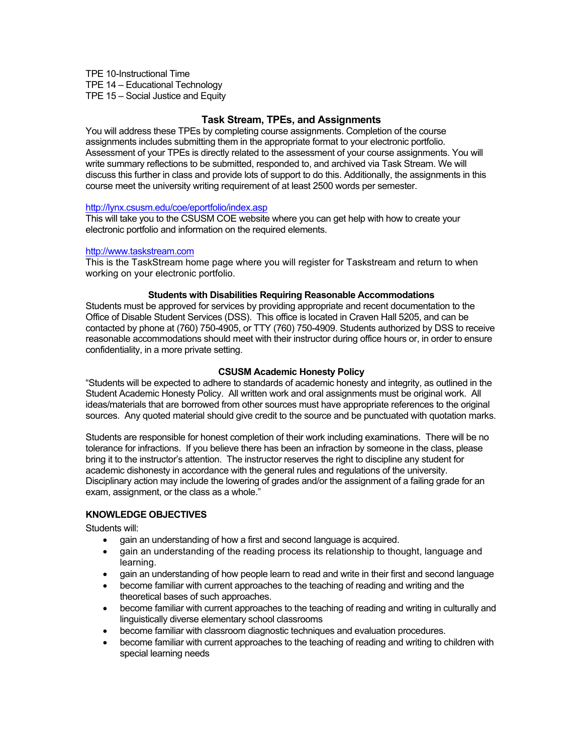TPE 10-Instructional Time
TPE 14 – Educational Technology
TPE 15 – Social Justice and Equity

## Task Stream, TPEs, and Assignments

You will address these TPEs by completing course assignments. Completion of the course assignments includes submitting them in the appropriate format to your electronic portfolio. Assessment of your TPEs is directly related to the assessment of your course assignments. You will write summary reflections to be submitted, responded to, and archived via Task Stream. We will discuss this further in class and provide lots of support to do this. Additionally, the assignments in this course meet the university writing requirement of at least 2500 words per semester.

http://lynx.csusm.edu/coe/eportfolio/index.asp
This will take you to the CSUSM COE website where you can get help with how to create your electronic portfolio and information on the required elements.

http://www.taskstream.com
This is the TaskStream home page where you will register for Taskstream and return to when working on your electronic portfolio.

### Students with Disabilities Requiring Reasonable Accommodations

Students must be approved for services by providing appropriate and recent documentation to the Office of Disable Student Services (DSS). This office is located in Craven Hall 5205, and can be contacted by phone at (760) 750-4905, or TTY (760) 750-4909. Students authorized by DSS to receive reasonable accommodations should meet with their instructor during office hours or, in order to ensure confidentiality, in a more private setting.

### CSUSM Academic Honesty Policy

"Students will be expected to adhere to standards of academic honesty and integrity, as outlined in the Student Academic Honesty Policy. All written work and oral assignments must be original work. All ideas/materials that are borrowed from other sources must have appropriate references to the original sources. Any quoted material should give credit to the source and be punctuated with quotation marks.

Students are responsible for honest completion of their work including examinations. There will be no tolerance for infractions. If you believe there has been an infraction by someone in the class, please bring it to the instructor's attention. The instructor reserves the right to discipline any student for academic dishonesty in accordance with the general rules and regulations of the university. Disciplinary action may include the lowering of grades and/or the assignment of a failing grade for an exam, assignment, or the class as a whole."

### KNOWLEDGE OBJECTIVES

Students will:

- gain an understanding of how a first and second language is acquired.
- gain an understanding of the reading process its relationship to thought, language and learning.
- gain an understanding of how people learn to read and write in their first and second language
- become familiar with current approaches to the teaching of reading and writing and the theoretical bases of such approaches.
- become familiar with current approaches to the teaching of reading and writing in culturally and linguistically diverse elementary school classrooms
- become familiar with classroom diagnostic techniques and evaluation procedures.
- become familiar with current approaches to the teaching of reading and writing to children with special learning needs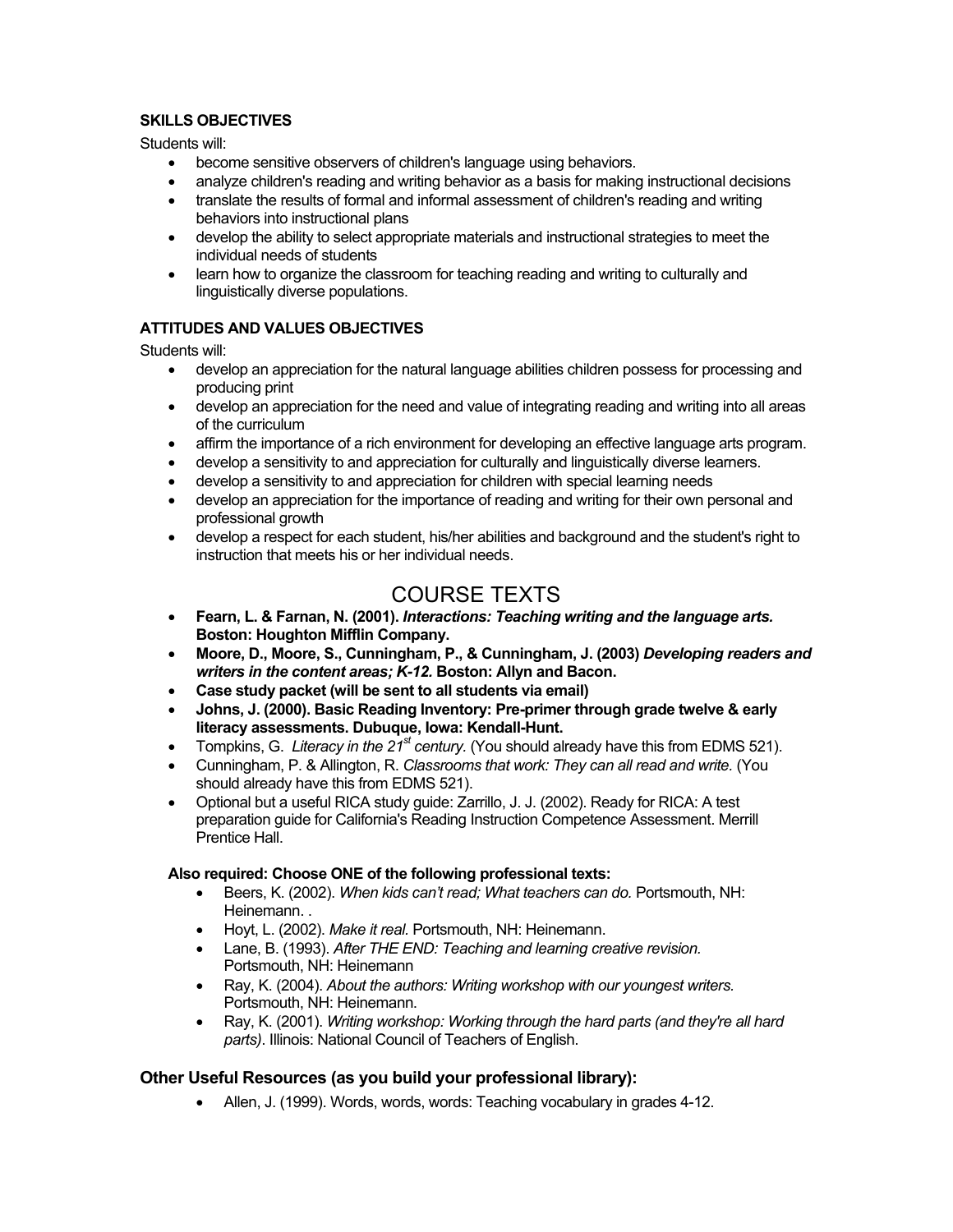**SKILLS OBJECTIVES**

Students will:

- become sensitive observers of children's language using behaviors.
- analyze children's reading and writing behavior as a basis for making instructional decisions
- translate the results of formal and informal assessment of children's reading and writing behaviors into instructional plans
- develop the ability to select appropriate materials and instructional strategies to meet the individual needs of students
- learn how to organize the classroom for teaching reading and writing to culturally and linguistically diverse populations.

**ATTITUDES AND VALUES OBJECTIVES**

Students will:

- develop an appreciation for the natural language abilities children possess for processing and producing print
- develop an appreciation for the need and value of integrating reading and writing into all areas of the curriculum
- affirm the importance of a rich environment for developing an effective language arts program.
- develop a sensitivity to and appreciation for culturally and linguistically diverse learners.
- develop a sensitivity to and appreciation for children with special learning needs
- develop an appreciation for the importance of reading and writing for their own personal and professional growth
- develop a respect for each student, his/her abilities and background and the student's right to instruction that meets his or her individual needs.

# COURSE TEXTS

- **Fearn, L. & Farnan, N. (2001). *Interactions: Teaching writing and the language arts.* Boston: Houghton Mifflin Company.**
- **Moore, D., Moore, S., Cunningham, P., & Cunningham, J. (2003) *Developing readers and writers in the content areas; K-12.* Boston: Allyn and Bacon.**
- **Case study packet (will be sent to all students via email)**
- **Johns, J. (2000). Basic Reading Inventory: Pre-primer through grade twelve & early literacy assessments. Dubuque, Iowa: Kendall-Hunt.**
- Tompkins, G. *Literacy in the 21st century.* (You should already have this from EDMS 521).
- Cunningham, P. & Allington, R. *Classrooms that work: They can all read and write.* (You should already have this from EDMS 521).
- Optional but a useful RICA study guide: Zarrillo, J. J. (2002). Ready for RICA: A test preparation guide for California's Reading Instruction Competence Assessment. Merrill Prentice Hall.

**Also required: Choose ONE of the following professional texts:**

- Beers, K. (2002). *When kids can't read; What teachers can do.* Portsmouth, NH: Heinemann. .
- Hoyt, L. (2002). *Make it real.* Portsmouth, NH: Heinemann.
- Lane, B. (1993). *After THE END: Teaching and learning creative revision.* Portsmouth, NH: Heinemann
- Ray, K. (2004). *About the authors: Writing workshop with our youngest writers.* Portsmouth, NH: Heinemann.
- Ray, K. (2001). *Writing workshop: Working through the hard parts (and they're all hard parts).* Illinois: National Council of Teachers of English.

### Other Useful Resources (as you build your professional library):

- Allen, J. (1999). Words, words, words: Teaching vocabulary in grades 4-12.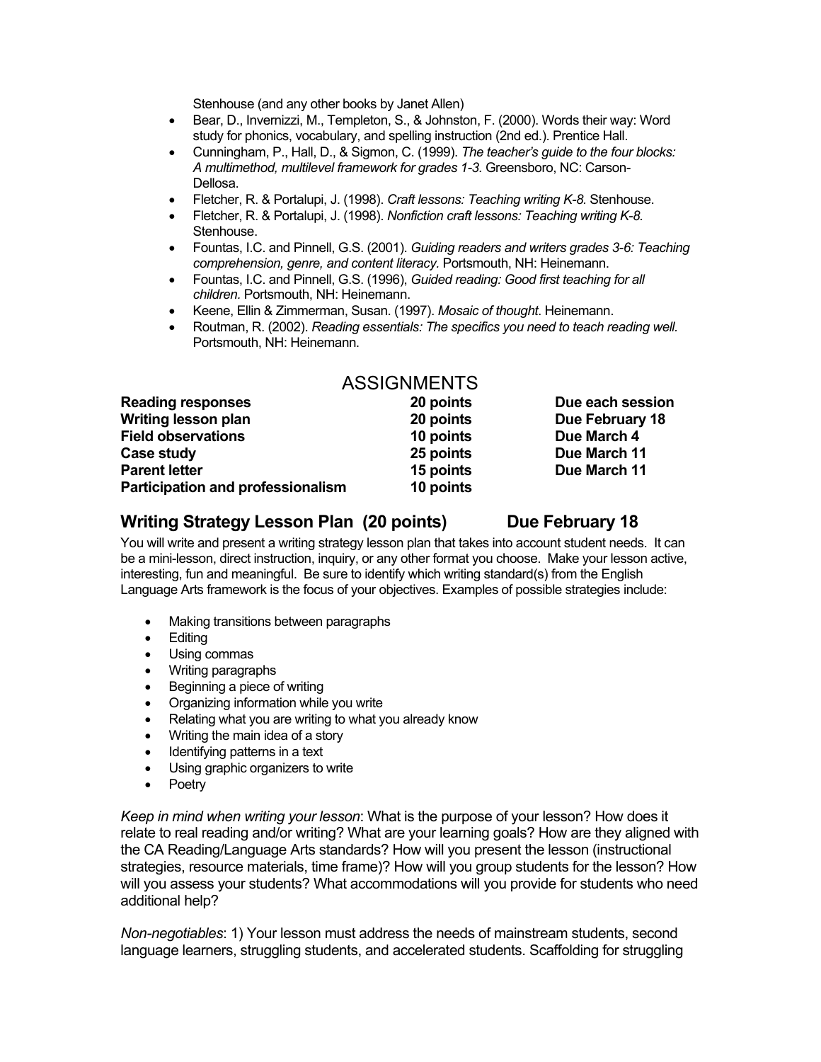Stenhouse (and any other books by Janet Allen)

- Bear, D., Invernizzi, M., Templeton, S., & Johnston, F. (2000). Words their way: Word study for phonics, vocabulary, and spelling instruction (2nd ed.). Prentice Hall.
- Cunningham, P., Hall, D., & Sigmon, C. (1999). *The teacher's guide to the four blocks: A multimethod, multilevel framework for grades 1-3.* Greensboro, NC: Carson-Dellosa.
- Fletcher, R. & Portalupi, J. (1998). *Craft lessons: Teaching writing K-8.* Stenhouse.
- Fletcher, R. & Portalupi, J. (1998). *Nonfiction craft lessons: Teaching writing K-8.* Stenhouse.
- Fountas, I.C. and Pinnell, G.S. (2001). *Guiding readers and writers grades 3-6: Teaching comprehension, genre, and content literacy.* Portsmouth, NH: Heinemann.
- Fountas, I.C. and Pinnell, G.S. (1996), *Guided reading: Good first teaching for all children.* Portsmouth, NH: Heinemann.
- Keene, Ellin & Zimmerman, Susan. (1997). *Mosaic of thought*. Heinemann.
- Routman, R. (2002). *Reading essentials: The specifics you need to teach reading well.* Portsmouth, NH: Heinemann.

## ASSIGNMENTS

| | | |
|---|---|---|
| **Reading responses** | **20 points** | **Due each session** |
| **Writing lesson plan** | **20 points** | **Due February 18** |
| **Field observations** | **10 points** | **Due March 4** |
| **Case study** | **25 points** | **Due March 11** |
| **Parent letter** | **15 points** | **Due March 11** |
| **Participation and professionalism** | **10 points** | |

## Writing Strategy Lesson Plan (20 points) Due February 18

You will write and present a writing strategy lesson plan that takes into account student needs. It can be a mini-lesson, direct instruction, inquiry, or any other format you choose. Make your lesson active, interesting, fun and meaningful. Be sure to identify which writing standard(s) from the English Language Arts framework is the focus of your objectives. Examples of possible strategies include:

- Making transitions between paragraphs
- Editing
- Using commas
- Writing paragraphs
- Beginning a piece of writing
- Organizing information while you write
- Relating what you are writing to what you already know
- Writing the main idea of a story
- Identifying patterns in a text
- Using graphic organizers to write
- Poetry

*Keep in mind when writing your lesson*: What is the purpose of your lesson? How does it relate to real reading and/or writing? What are your learning goals? How are they aligned with the CA Reading/Language Arts standards? How will you present the lesson (instructional strategies, resource materials, time frame)? How will you group students for the lesson? How will you assess your students? What accommodations will you provide for students who need additional help?

*Non-negotiables*: 1) Your lesson must address the needs of mainstream students, second language learners, struggling students, and accelerated students. Scaffolding for struggling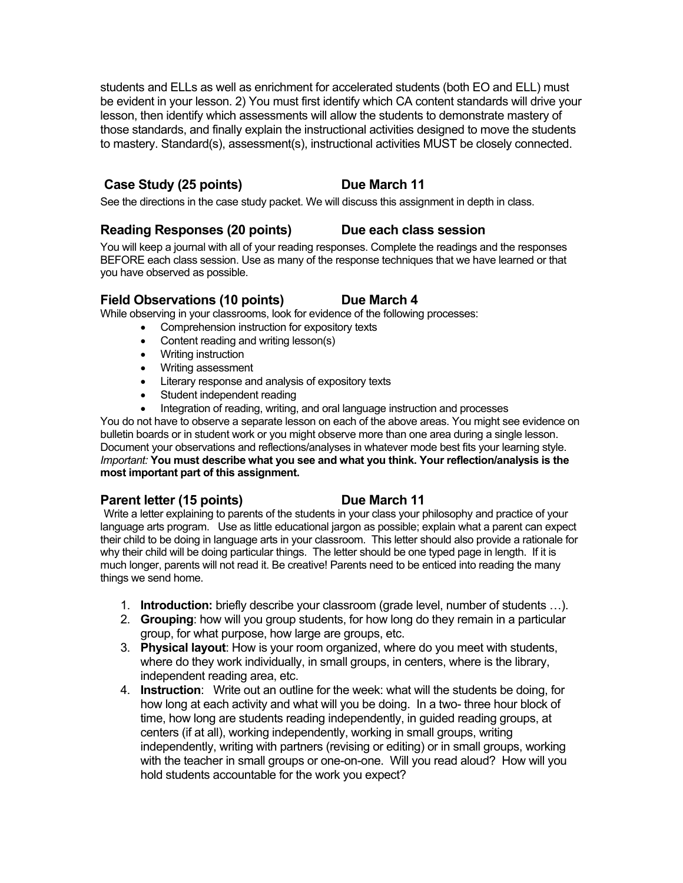students and ELLs as well as enrichment for accelerated students (both EO and ELL) must be evident in your lesson. 2) You must first identify which CA content standards will drive your lesson, then identify which assessments will allow the students to demonstrate mastery of those standards, and finally explain the instructional activities designed to move the students to mastery. Standard(s), assessment(s), instructional activities MUST be closely connected.

### Case Study (25 points) Due March 11

See the directions in the case study packet. We will discuss this assignment in depth in class.

### Reading Responses (20 points) Due each class session

You will keep a journal with all of your reading responses. Complete the readings and the responses BEFORE each class session. Use as many of the response techniques that we have learned or that you have observed as possible.

### Field Observations (10 points) Due March 4

While observing in your classrooms, look for evidence of the following processes:

- Comprehension instruction for expository texts
- Content reading and writing lesson(s)
- Writing instruction
- Writing assessment
- Literary response and analysis of expository texts
- Student independent reading
- Integration of reading, writing, and oral language instruction and processes

You do not have to observe a separate lesson on each of the above areas. You might see evidence on bulletin boards or in student work or you might observe more than one area during a single lesson. Document your observations and reflections/analyses in whatever mode best fits your learning style. *Important:* **You must describe what you see and what you think. Your reflection/analysis is the most important part of this assignment.**

### Parent letter (15 points) Due March 11

Write a letter explaining to parents of the students in your class your philosophy and practice of your language arts program. Use as little educational jargon as possible; explain what a parent can expect their child to be doing in language arts in your classroom. This letter should also provide a rationale for why their child will be doing particular things. The letter should be one typed page in length. If it is much longer, parents will not read it. Be creative! Parents need to be enticed into reading the many things we send home.

1. **Introduction:** briefly describe your classroom (grade level, number of students …).
2. **Grouping**: how will you group students, for how long do they remain in a particular group, for what purpose, how large are groups, etc.
3. **Physical layout**: How is your room organized, where do you meet with students, where do they work individually, in small groups, in centers, where is the library, independent reading area, etc.
4. **Instruction**: Write out an outline for the week: what will the students be doing, for how long at each activity and what will you be doing. In a two- three hour block of time, how long are students reading independently, in guided reading groups, at centers (if at all), working independently, working in small groups, writing independently, writing with partners (revising or editing) or in small groups, working with the teacher in small groups or one-on-one. Will you read aloud? How will you hold students accountable for the work you expect?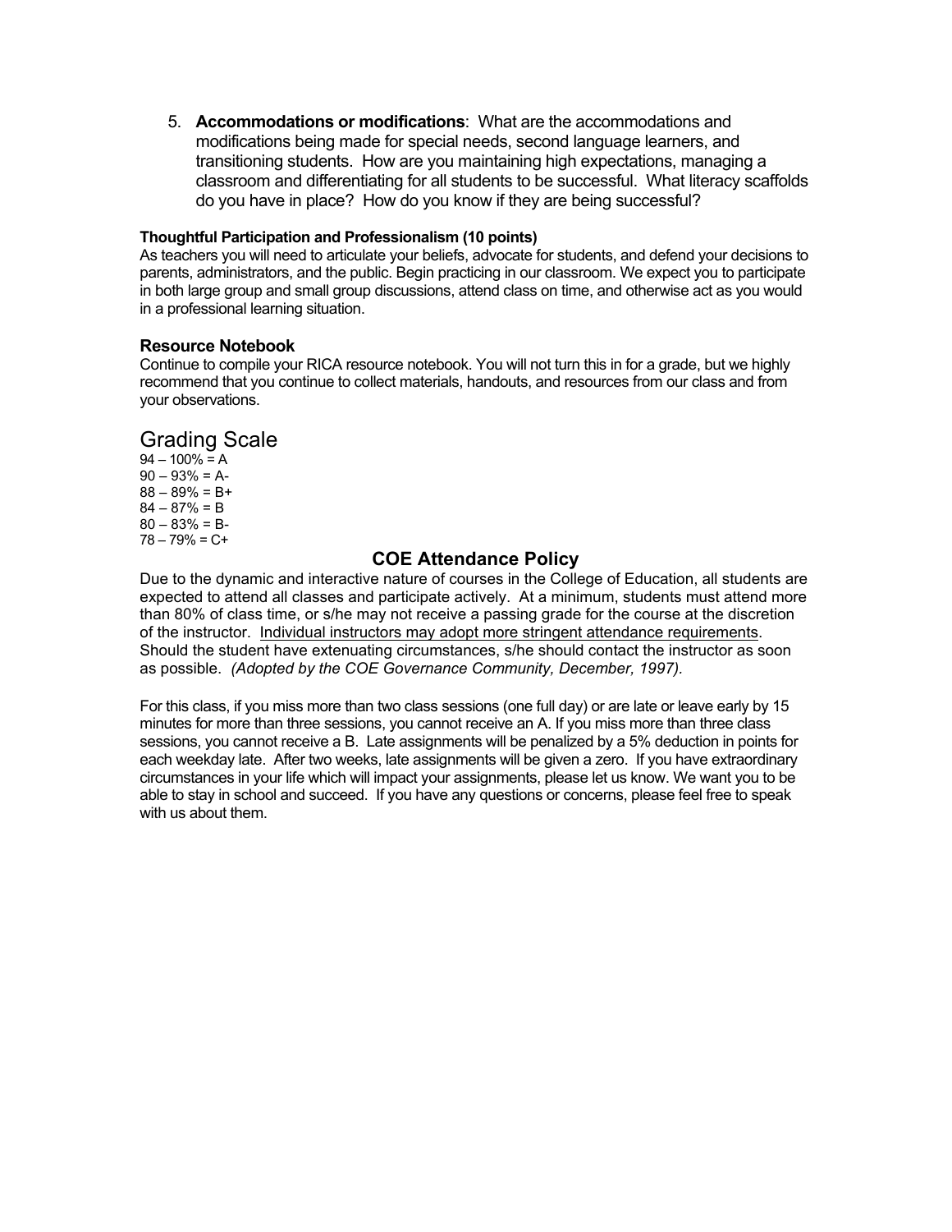5. **Accommodations or modifications**: What are the accommodations and modifications being made for special needs, second language learners, and transitioning students. How are you maintaining high expectations, managing a classroom and differentiating for all students to be successful. What literacy scaffolds do you have in place? How do you know if they are being successful?

**Thoughtful Participation and Professionalism (10 points)**

As teachers you will need to articulate your beliefs, advocate for students, and defend your decisions to parents, administrators, and the public. Begin practicing in our classroom. We expect you to participate in both large group and small group discussions, attend class on time, and otherwise act as you would in a professional learning situation.

### Resource Notebook

Continue to compile your RICA resource notebook. You will not turn this in for a grade, but we highly recommend that you continue to collect materials, handouts, and resources from our class and from your observations.

## Grading Scale

94 – 100% = A
90 – 93% = A-
88 – 89% = B+
84 – 87% = B
80 – 83% = B-
78 – 79% = C+

## COE Attendance Policy

Due to the dynamic and interactive nature of courses in the College of Education, all students are expected to attend all classes and participate actively. At a minimum, students must attend more than 80% of class time, or s/he may not receive a passing grade for the course at the discretion of the instructor. <u>Individual instructors may adopt more stringent attendance requirements</u>. Should the student have extenuating circumstances, s/he should contact the instructor as soon as possible. *(Adopted by the COE Governance Community, December, 1997).*

For this class, if you miss more than two class sessions (one full day) or are late or leave early by 15 minutes for more than three sessions, you cannot receive an A. If you miss more than three class sessions, you cannot receive a B. Late assignments will be penalized by a 5% deduction in points for each weekday late. After two weeks, late assignments will be given a zero. If you have extraordinary circumstances in your life which will impact your assignments, please let us know. We want you to be able to stay in school and succeed. If you have any questions or concerns, please feel free to speak with us about them.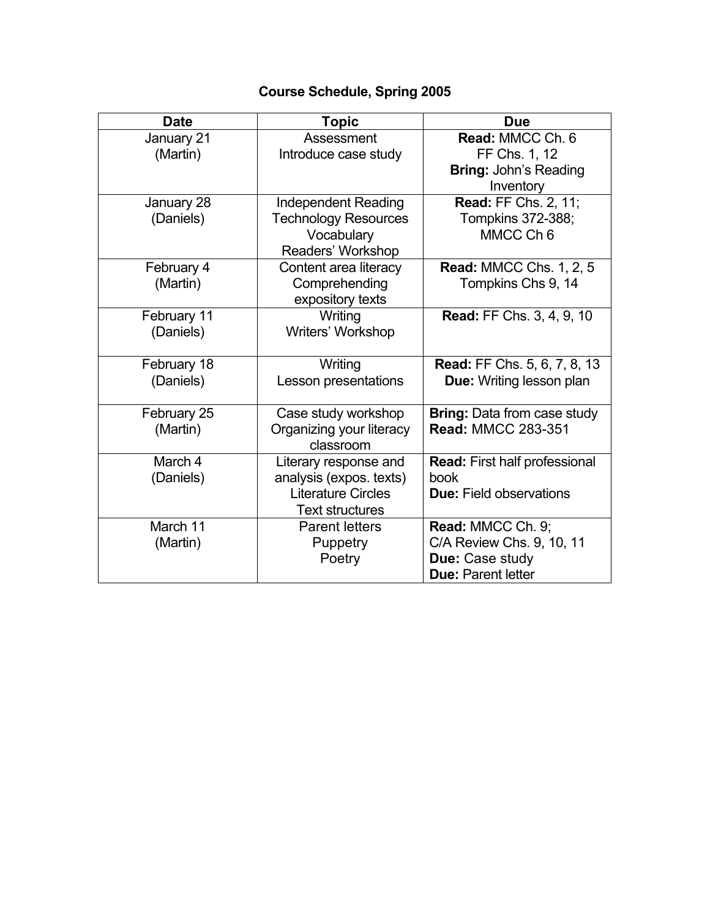# Course Schedule, Spring 2005

| Date | Topic | Due |
| --- | --- | --- |
| January 21 (Martin) | Assessment<br>Introduce case study | **Read:** MMCC Ch. 6<br>FF Chs. 1, 12<br>**Bring:** John's Reading Inventory |
| January 28 (Daniels) | Independent Reading<br>Technology Resources<br>Vocabulary<br>Readers' Workshop | **Read:** FF Chs. 2, 11;<br>Tompkins 372-388;<br>MMCC Ch 6 |
| February 4 (Martin) | Content area literacy<br>Comprehending expository texts | **Read:** MMCC Chs. 1, 2, 5<br>Tompkins Chs 9, 14 |
| February 11 (Daniels) | Writing<br>Writers' Workshop | **Read:** FF Chs. 3, 4, 9, 10 |
| February 18 (Daniels) | Writing<br>Lesson presentations | **Read:** FF Chs. 5, 6, 7, 8, 13<br>**Due:** Writing lesson plan |
| February 25 (Martin) | Case study workshop<br>Organizing your literacy classroom | **Bring:** Data from case study<br>**Read:** MMCC 283-351 |
| March 4 (Daniels) | Literary response and analysis (expos. texts)<br>Literature Circles<br>Text structures | **Read:** First half professional book<br>**Due:** Field observations |
| March 11 (Martin) | Parent letters<br>Puppetry<br>Poetry | **Read:** MMCC Ch. 9;<br>C/A Review Chs. 9, 10, 11<br>**Due:** Case study<br>**Due:** Parent letter |